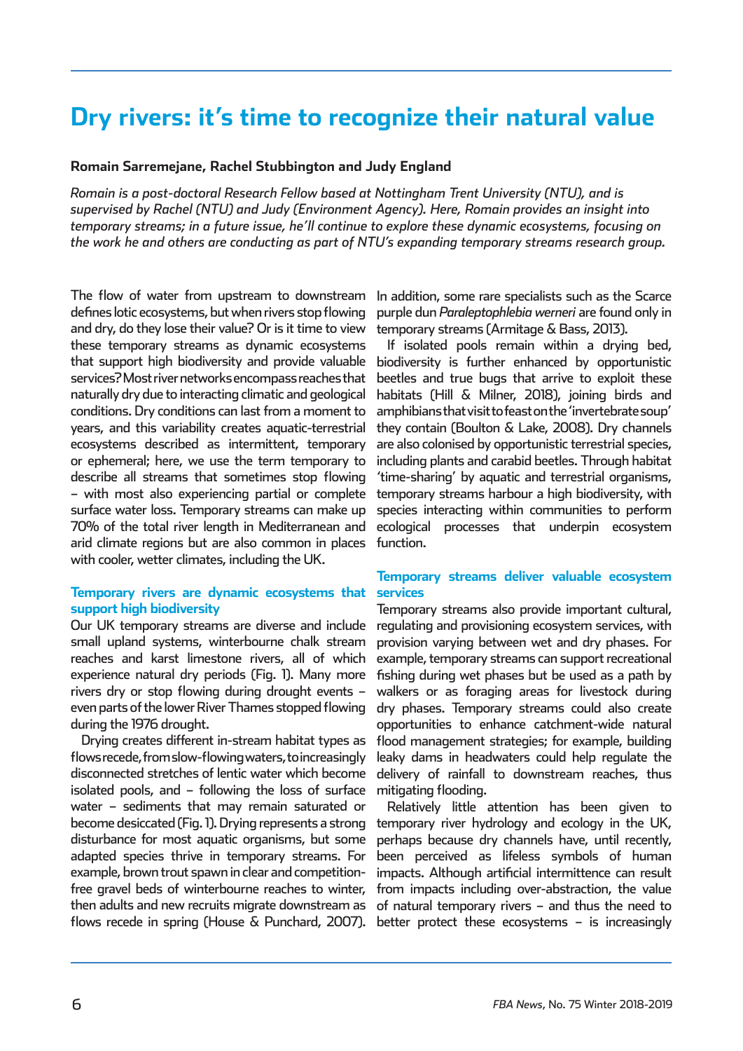# Dry rivers: it's time to recognize their natural value

**Romain Sarremejane, Rachel Stubbington and Judy England**

*Romain is a post-doctoral Research Fellow based at Nottingham Trent University (NTU), and is supervised by Rachel (NTU) and Judy (Environment Agency). Here, Romain provides an insight into temporary streams; in a future issue, he'll continue to explore these dynamic ecosystems, focusing on the work he and others are conducting as part of NTU's expanding temporary streams research group.*

The flow of water from upstream to downstream defines lotic ecosystems, but when rivers stop flowing and dry, do they lose their value? Or is it time to view these temporary streams as dynamic ecosystems that support high biodiversity and provide valuable services? Most river networks encompass reaches that naturally dry due to interacting climatic and geological conditions. Dry conditions can last from a moment to years, and this variability creates aquatic-terrestrial ecosystems described as intermittent, temporary or ephemeral; here, we use the term temporary to describe all streams that sometimes stop flowing – with most also experiencing partial or complete surface water loss. Temporary streams can make up 70% of the total river length in Mediterranean and arid climate regions but are also common in places with cooler, wetter climates, including the UK.

## Temporary rivers are dynamic ecosystems that support high biodiversity

Our UK temporary streams are diverse and include small upland systems, winterbourne chalk stream reaches and karst limestone rivers, all of which experience natural dry periods (Fig. 1). Many more rivers dry or stop flowing during drought events – even parts of the lower River Thames stopped flowing during the 1976 drought.

Drying creates different in-stream habitat types as flows recede, from slow-flowing waters, to increasingly disconnected stretches of lentic water which become isolated pools, and – following the loss of surface water – sediments that may remain saturated or become desiccated (Fig. 1). Drying represents a strong disturbance for most aquatic organisms, but some adapted species thrive in temporary streams. For example, brown trout spawn in clear and competition-free gravel beds of winterbourne reaches to winter, then adults and new recruits migrate downstream as flows recede in spring (House & Punchard, 2007). In addition, some rare specialists such as the Scarce purple dun *Paraleptophlebia werneri* are found only in temporary streams (Armitage & Bass, 2013).

If isolated pools remain within a drying bed, biodiversity is further enhanced by opportunistic beetles and true bugs that arrive to exploit these habitats (Hill & Milner, 2018), joining birds and amphibians that visit to feast on the 'invertebrate soup' they contain (Boulton & Lake, 2008). Dry channels are also colonised by opportunistic terrestrial species, including plants and carabid beetles. Through habitat 'time-sharing' by aquatic and terrestrial organisms, temporary streams harbour a high biodiversity, with species interacting within communities to perform ecological processes that underpin ecosystem function.

## Temporary streams deliver valuable ecosystem services

Temporary streams also provide important cultural, regulating and provisioning ecosystem services, with provision varying between wet and dry phases. For example, temporary streams can support recreational fishing during wet phases but be used as a path by walkers or as foraging areas for livestock during dry phases. Temporary streams could also create opportunities to enhance catchment-wide natural flood management strategies; for example, building leaky dams in headwaters could help regulate the delivery of rainfall to downstream reaches, thus mitigating flooding.

Relatively little attention has been given to temporary river hydrology and ecology in the UK, perhaps because dry channels have, until recently, been perceived as lifeless symbols of human impacts. Although artificial intermittence can result from impacts including over-abstraction, the value of natural temporary rivers – and thus the need to better protect these ecosystems – is increasingly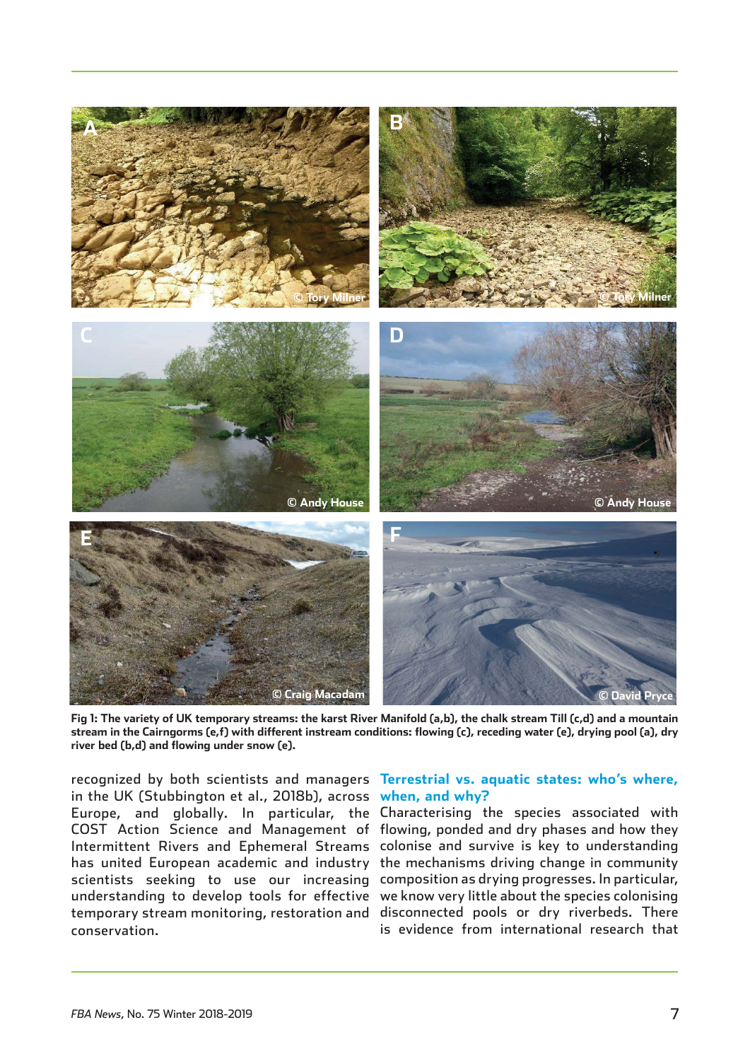Fig 1: The variety of UK temporary streams: the karst River Manifold (a,b), the chalk stream Till (c,d) and a mountain stream in the Cairngorms (e,f) with different instream conditions: flowing (c), receding water (e), drying pool (a), dry river bed (b,d) and flowing under snow (e).

recognized by both scientists and managers in the UK (Stubbington et al., 2018b), across Europe, and globally. In particular, the COST Action Science and Management of Intermittent Rivers and Ephemeral Streams has united European academic and industry scientists seeking to use our increasing understanding to develop tools for effective temporary stream monitoring, restoration and conservation.

## Terrestrial vs. aquatic states: who's where, when, and why?

Characterising the species associated with flowing, ponded and dry phases and how they colonise and survive is key to understanding the mechanisms driving change in community composition as drying progresses. In particular, we know very little about the species colonising disconnected pools or dry riverbeds. There is evidence from international research that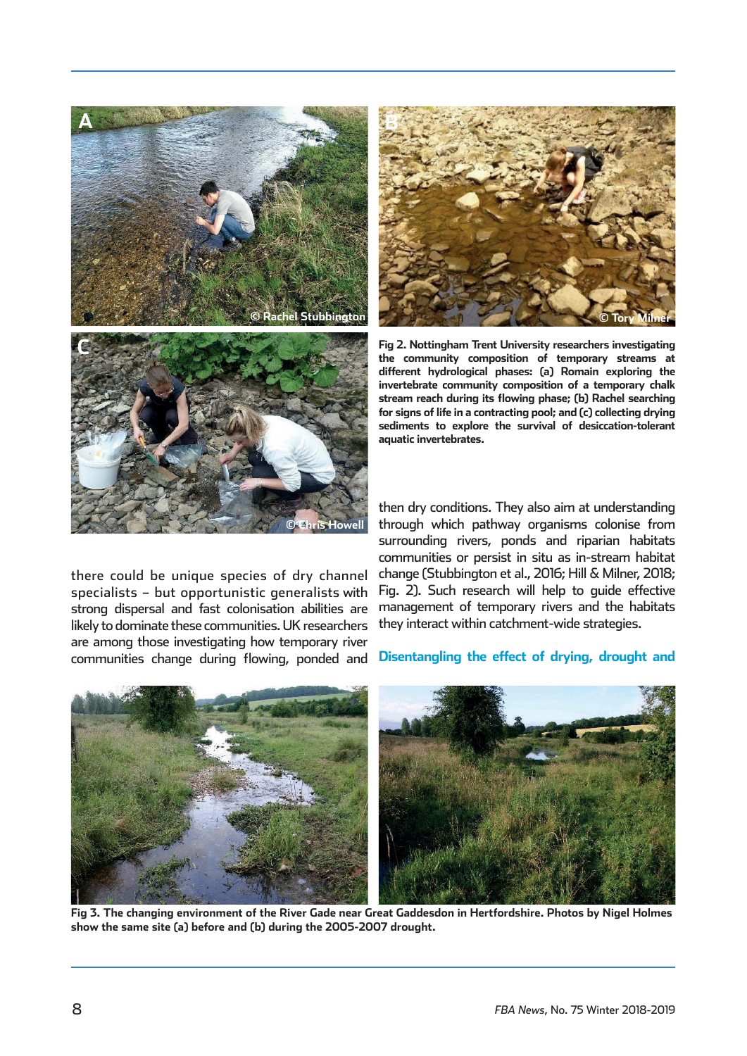Fig 2. Nottingham Trent University researchers investigating the community composition of temporary streams at different hydrological phases: (a) Romain exploring the invertebrate community composition of a temporary chalk stream reach during its flowing phase; (b) Rachel searching for signs of life in a contracting pool; and (c) collecting drying sediments to explore the survival of desiccation-tolerant aquatic invertebrates.

there could be unique species of dry channel specialists – but opportunistic generalists with strong dispersal and fast colonisation abilities are likely to dominate these communities. UK researchers are among those investigating how temporary river communities change during flowing, ponded and then dry conditions. They also aim at understanding through which pathway organisms colonise from surrounding rivers, ponds and riparian habitats communities or persist in situ as in-stream habitat change (Stubbington et al., 2016; Hill & Milner, 2018; Fig. 2). Such research will help to guide effective management of temporary rivers and the habitats they interact within catchment-wide strategies.

## Disentangling the effect of drying, drought and

Fig 3. The changing environment of the River Gade near Great Gaddesdon in Hertfordshire. Photos by Nigel Holmes show the same site (a) before and (b) during the 2005-2007 drought.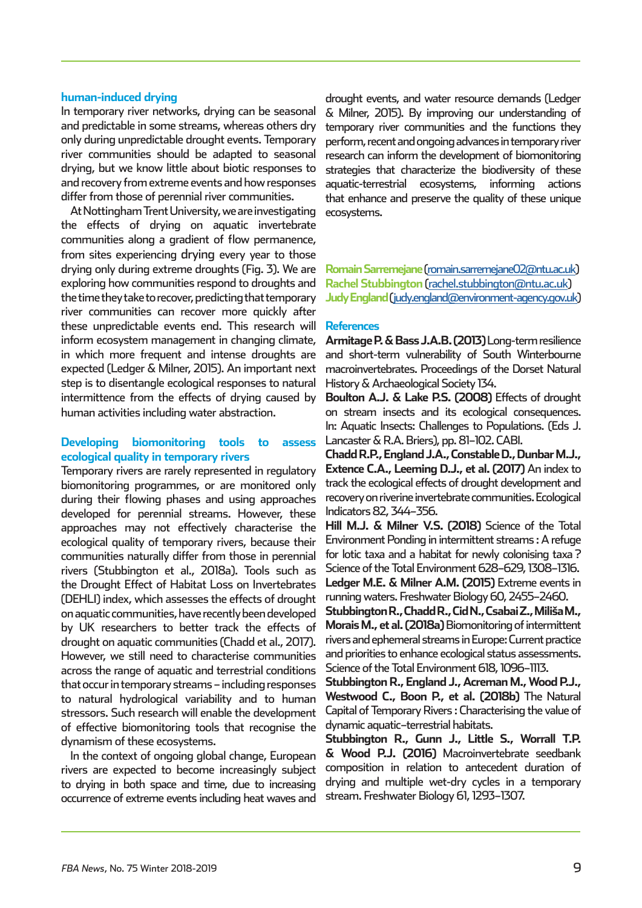### human-induced drying

In temporary river networks, drying can be seasonal and predictable in some streams, whereas others dry only during unpredictable drought events. Temporary river communities should be adapted to seasonal drying, but we know little about biotic responses to and recovery from extreme events and how responses differ from those of perennial river communities.

At Nottingham Trent University, we are investigating the effects of drying on aquatic invertebrate communities along a gradient of flow permanence, from sites experiencing drying every year to those drying only during extreme droughts (Fig. 3). We are exploring how communities respond to droughts and the time they take to recover, predicting that temporary river communities can recover more quickly after these unpredictable events end. This research will inform ecosystem management in changing climate, in which more frequent and intense droughts are expected (Ledger & Milner, 2015). An important next step is to disentangle ecological responses to natural intermittence from the effects of drying caused by human activities including water abstraction.

### Developing biomonitoring tools to assess ecological quality in temporary rivers

Temporary rivers are rarely represented in regulatory biomonitoring programmes, or are monitored only during their flowing phases and using approaches developed for perennial streams. However, these approaches may not effectively characterise the ecological quality of temporary rivers, because their communities naturally differ from those in perennial rivers (Stubbington et al., 2018a). Tools such as the Drought Effect of Habitat Loss on Invertebrates (DEHLI) index, which assesses the effects of drought on aquatic communities, have recently been developed by UK researchers to better track the effects of drought on aquatic communities (Chadd et al., 2017). However, we still need to characterise communities across the range of aquatic and terrestrial conditions that occur in temporary streams – including responses to natural hydrological variability and to human stressors. Such research will enable the development of effective biomonitoring tools that recognise the dynamism of these ecosystems.

In the context of ongoing global change, European rivers are expected to become increasingly subject to drying in both space and time, due to increasing occurrence of extreme events including heat waves and drought events, and water resource demands (Ledger & Milner, 2015). By improving our understanding of temporary river communities and the functions they perform, recent and ongoing advances in temporary river research can inform the development of biomonitoring strategies that characterize the biodiversity of these aquatic-terrestrial ecosystems, informing actions that enhance and preserve the quality of these unique ecosystems.

**Romain Sarremejane** (romain.sarremejane02@ntu.ac.uk)
**Rachel Stubbington** (rachel.stubbington@ntu.ac.uk)
**Judy England** (judy.england@environment-agency.gov.uk)

### References

**Armitage P. & Bass J.A.B. (2013)** Long-term resilience and short-term vulnerability of South Winterbourne macroinvertebrates. Proceedings of the Dorset Natural History & Archaeological Society 134.

**Boulton A.J. & Lake P.S. (2008)** Effects of drought on stream insects and its ecological consequences. In: Aquatic Insects: Challenges to Populations. (Eds J. Lancaster & R.A. Briers), pp. 81–102. CABI.

**Chadd R.P., England J.A., Constable D., Dunbar M.J., Extence C.A., Leeming D.J., et al. (2017)** An index to track the ecological effects of drought development and recovery on riverine invertebrate communities. Ecological Indicators 82, 344–356.

**Hill M.J. & Milner V.S. (2018)** Science of the Total Environment Ponding in intermittent streams : A refuge for lotic taxa and a habitat for newly colonising taxa ? Science of the Total Environment 628–629, 1308–1316.

**Ledger M.E. & Milner A.M. (2015)** Extreme events in running waters. Freshwater Biology 60, 2455–2460.

**Stubbington R., Chadd R., Cid N., Csabai Z., Miliša M., Morais M., et al. (2018a)** Biomonitoring of intermittent rivers and ephemeral streams in Europe: Current practice and priorities to enhance ecological status assessments. Science of the Total Environment 618, 1096–1113.

**Stubbington R., England J., Acreman M., Wood P.J., Westwood C., Boon P., et al. (2018b)** The Natural Capital of Temporary Rivers : Characterising the value of dynamic aquatic–terrestrial habitats.

**Stubbington R., Gunn J., Little S., Worrall T.P. & Wood P.J. (2016)** Macroinvertebrate seedbank composition in relation to antecedent duration of drying and multiple wet-dry cycles in a temporary stream. Freshwater Biology 61, 1293–1307.